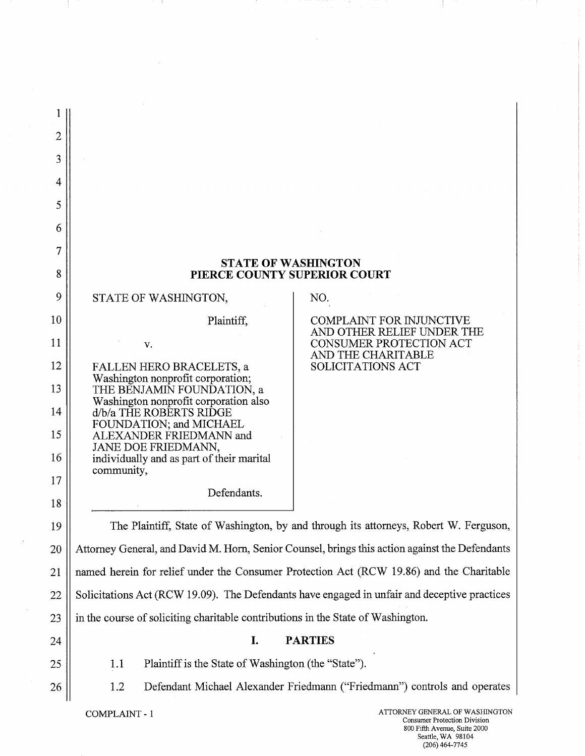**STATE OF WASHINGTON**
**PIERCE COUNTY SUPERIOR COURT**

| | |
|---|---|
| STATE OF WASHINGTON,<br><br>Plaintiff,<br><br>v.<br><br>FALLEN HERO BRACELETS, a Washington nonprofit corporation; THE BENJAMIN FOUNDATION, a Washington nonprofit corporation also d/b/a THE ROBERTS RIDGE FOUNDATION; and MICHAEL ALEXANDER FRIEDMANN and JANE DOE FRIEDMANN, individually and as part of their marital community,<br><br>Defendants. | NO.<br><br>COMPLAINT FOR INJUNCTIVE AND OTHER RELIEF UNDER THE CONSUMER PROTECTION ACT AND THE CHARITABLE SOLICITATIONS ACT |

The Plaintiff, State of Washington, by and through its attorneys, Robert W. Ferguson, Attorney General, and David M. Horn, Senior Counsel, brings this action against the Defendants named herein for relief under the Consumer Protection Act (RCW 19.86) and the Charitable Solicitations Act (RCW 19.09). The Defendants have engaged in unfair and deceptive practices in the course of soliciting charitable contributions in the State of Washington.

## I. PARTIES

1.1 Plaintiff is the State of Washington (the "State").

1.2 Defendant Michael Alexander Friedmann ("Friedmann") controls and operates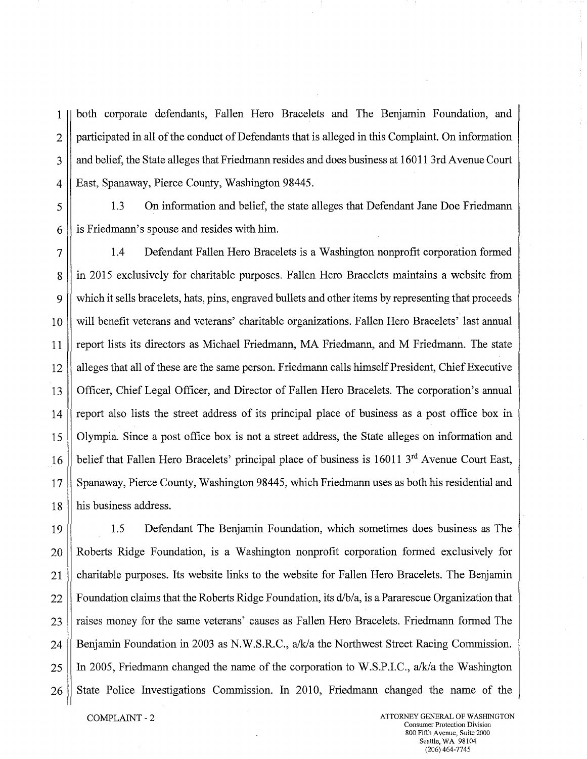both corporate defendants, Fallen Hero Bracelets and The Benjamin Foundation, and participated in all of the conduct of Defendants that is alleged in this Complaint. On information and belief, the State alleges that Friedmann resides and does business at 16011 3rd Avenue Court East, Spanaway, Pierce County, Washington 98445.

1.3 On information and belief, the state alleges that Defendant Jane Doe Friedmann is Friedmann's spouse and resides with him.

1.4 Defendant Fallen Hero Bracelets is a Washington nonprofit corporation formed in 2015 exclusively for charitable purposes. Fallen Hero Bracelets maintains a website from which it sells bracelets, hats, pins, engraved bullets and other items by representing that proceeds will benefit veterans and veterans' charitable organizations. Fallen Hero Bracelets' last annual report lists its directors as Michael Friedmann, MA Friedmann, and M Friedmann. The state alleges that all of these are the same person. Friedmann calls himself President, Chief Executive Officer, Chief Legal Officer, and Director of Fallen Hero Bracelets. The corporation's annual report also lists the street address of its principal place of business as a post office box in Olympia. Since a post office box is not a street address, the State alleges on information and belief that Fallen Hero Bracelets' principal place of business is 16011 3rd Avenue Court East, Spanaway, Pierce County, Washington 98445, which Friedmann uses as both his residential and his business address.

1.5 Defendant The Benjamin Foundation, which sometimes does business as The Roberts Ridge Foundation, is a Washington nonprofit corporation formed exclusively for charitable purposes. Its website links to the website for Fallen Hero Bracelets. The Benjamin Foundation claims that the Roberts Ridge Foundation, its d/b/a, is a Pararescue Organization that raises money for the same veterans' causes as Fallen Hero Bracelets. Friedmann formed The Benjamin Foundation in 2003 as N.W.S.R.C., a/k/a the Northwest Street Racing Commission. In 2005, Friedmann changed the name of the corporation to W.S.P.I.C., a/k/a the Washington State Police Investigations Commission. In 2010, Friedmann changed the name of the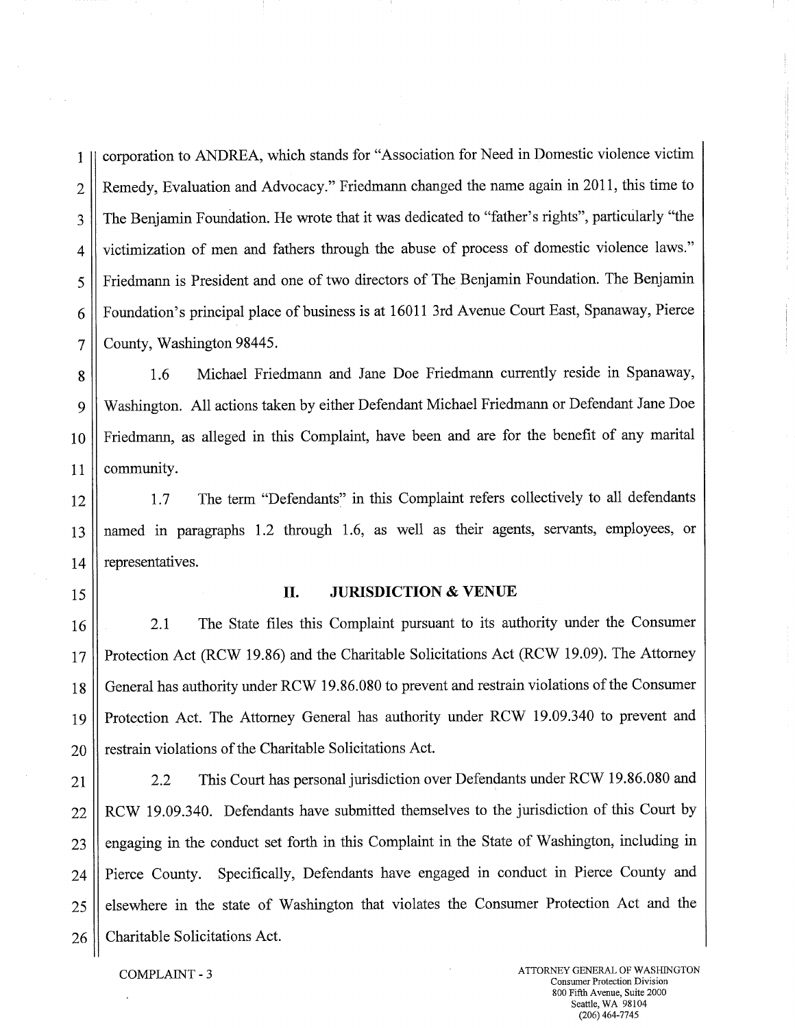corporation to ANDREA, which stands for "Association for Need in Domestic violence victim Remedy, Evaluation and Advocacy." Friedmann changed the name again in 2011, this time to The Benjamin Foundation. He wrote that it was dedicated to "father's rights", particularly "the victimization of men and fathers through the abuse of process of domestic violence laws." Friedmann is President and one of two directors of The Benjamin Foundation. The Benjamin Foundation's principal place of business is at 16011 3rd Avenue Court East, Spanaway, Pierce County, Washington 98445.

1.6 Michael Friedmann and Jane Doe Friedmann currently reside in Spanaway, Washington. All actions taken by either Defendant Michael Friedmann or Defendant Jane Doe Friedmann, as alleged in this Complaint, have been and are for the benefit of any marital community.

1.7 The term "Defendants" in this Complaint refers collectively to all defendants named in paragraphs 1.2 through 1.6, as well as their agents, servants, employees, or representatives.

## II. JURISDICTION & VENUE

2.1 The State files this Complaint pursuant to its authority under the Consumer Protection Act (RCW 19.86) and the Charitable Solicitations Act (RCW 19.09). The Attorney General has authority under RCW 19.86.080 to prevent and restrain violations of the Consumer Protection Act. The Attorney General has authority under RCW 19.09.340 to prevent and restrain violations of the Charitable Solicitations Act.

2.2 This Court has personal jurisdiction over Defendants under RCW 19.86.080 and RCW 19.09.340. Defendants have submitted themselves to the jurisdiction of this Court by engaging in the conduct set forth in this Complaint in the State of Washington, including in Pierce County. Specifically, Defendants have engaged in conduct in Pierce County and elsewhere in the state of Washington that violates the Consumer Protection Act and the Charitable Solicitations Act.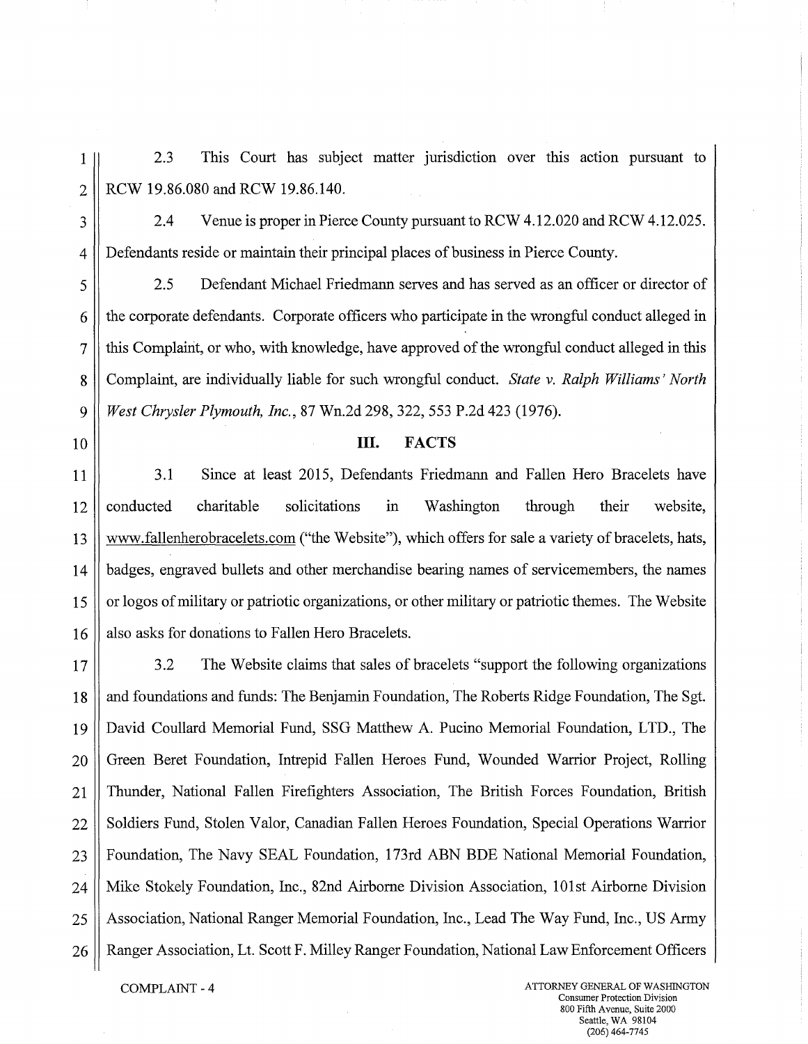2.3 This Court has subject matter jurisdiction over this action pursuant to RCW 19.86.080 and RCW 19.86.140.

2.4 Venue is proper in Pierce County pursuant to RCW 4.12.020 and RCW 4.12.025. Defendants reside or maintain their principal places of business in Pierce County.

2.5 Defendant Michael Friedmann serves and has served as an officer or director of the corporate defendants. Corporate officers who participate in the wrongful conduct alleged in this Complaint, or who, with knowledge, have approved of the wrongful conduct alleged in this Complaint, are individually liable for such wrongful conduct. *State v. Ralph Williams' North West Chrysler Plymouth, Inc.*, 87 Wn.2d 298, 322, 553 P.2d 423 (1976).

## III. FACTS

3.1 Since at least 2015, Defendants Friedmann and Fallen Hero Bracelets have conducted charitable solicitations in Washington through their website, www.fallenherobracelets.com ("the Website"), which offers for sale a variety of bracelets, hats, badges, engraved bullets and other merchandise bearing names of servicemembers, the names or logos of military or patriotic organizations, or other military or patriotic themes. The Website also asks for donations to Fallen Hero Bracelets.

3.2 The Website claims that sales of bracelets "support the following organizations and foundations and funds: The Benjamin Foundation, The Roberts Ridge Foundation, The Sgt. David Coullard Memorial Fund, SSG Matthew A. Pucino Memorial Foundation, LTD., The Green Beret Foundation, Intrepid Fallen Heroes Fund, Wounded Warrior Project, Rolling Thunder, National Fallen Firefighters Association, The British Forces Foundation, British Soldiers Fund, Stolen Valor, Canadian Fallen Heroes Foundation, Special Operations Warrior Foundation, The Navy SEAL Foundation, 173rd ABN BDE National Memorial Foundation, Mike Stokely Foundation, Inc., 82nd Airborne Division Association, 101st Airborne Division Association, National Ranger Memorial Foundation, Inc., Lead The Way Fund, Inc., US Army Ranger Association, Lt. Scott F. Milley Ranger Foundation, National Law Enforcement Officers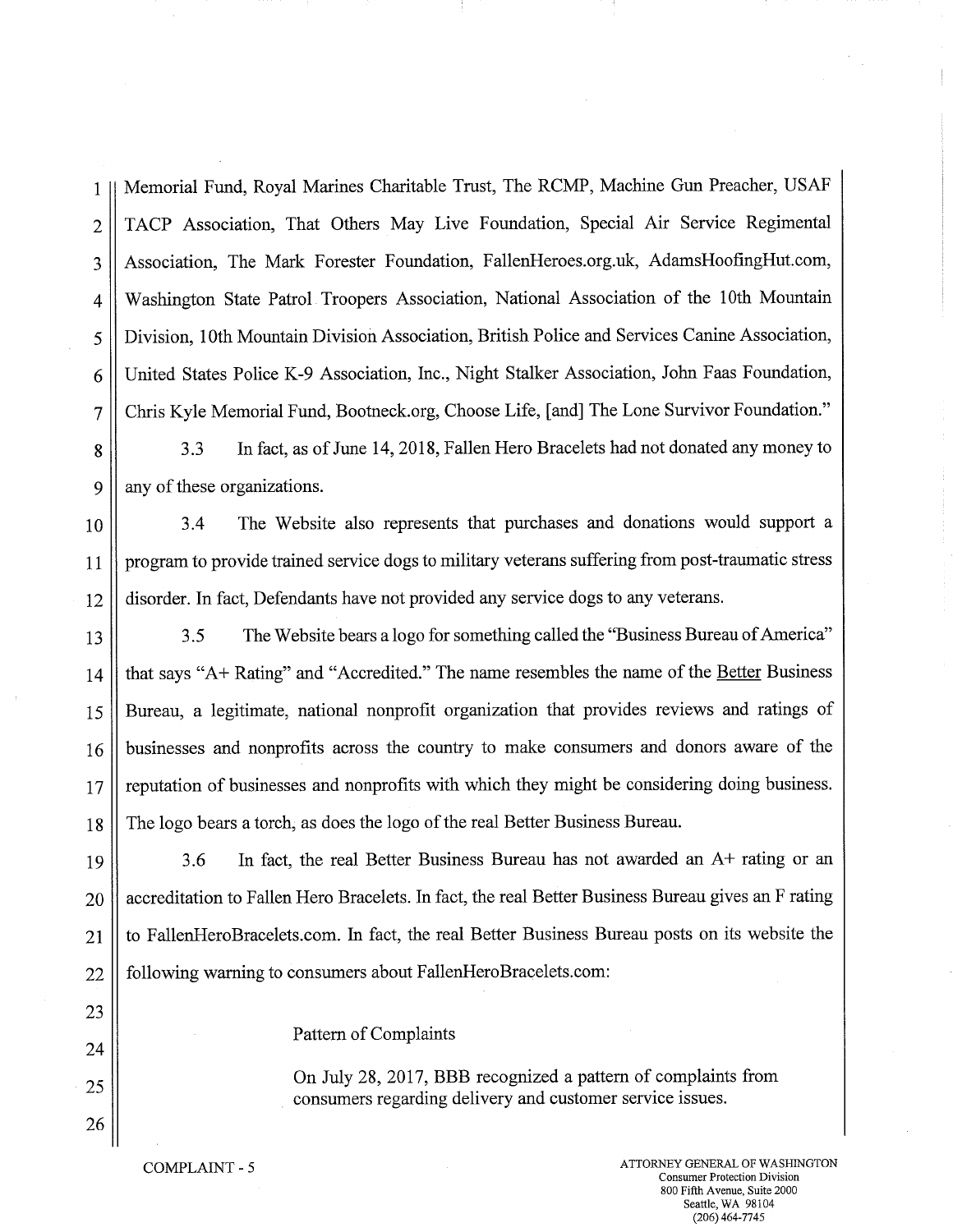Memorial Fund, Royal Marines Charitable Trust, The RCMP, Machine Gun Preacher, USAF TACP Association, That Others May Live Foundation, Special Air Service Regimental Association, The Mark Forester Foundation, FallenHeroes.org.uk, AdamsHoofingHut.com, Washington State Patrol Troopers Association, National Association of the 10th Mountain Division, 10th Mountain Division Association, British Police and Services Canine Association, United States Police K-9 Association, Inc., Night Stalker Association, John Faas Foundation, Chris Kyle Memorial Fund, Bootneck.org, Choose Life, [and] The Lone Survivor Foundation."

3.3 In fact, as of June 14, 2018, Fallen Hero Bracelets had not donated any money to any of these organizations.

3.4 The Website also represents that purchases and donations would support a program to provide trained service dogs to military veterans suffering from post-traumatic stress disorder. In fact, Defendants have not provided any service dogs to any veterans.

3.5 The Website bears a logo for something called the "Business Bureau of America" that says "A+ Rating" and "Accredited." The name resembles the name of the Better Business Bureau, a legitimate, national nonprofit organization that provides reviews and ratings of businesses and nonprofits across the country to make consumers and donors aware of the reputation of businesses and nonprofits with which they might be considering doing business. The logo bears a torch, as does the logo of the real Better Business Bureau.

3.6 In fact, the real Better Business Bureau has not awarded an A+ rating or an accreditation to Fallen Hero Bracelets. In fact, the real Better Business Bureau gives an F rating to FallenHeroBracelets.com. In fact, the real Better Business Bureau posts on its website the following warning to consumers about FallenHeroBracelets.com:

> Pattern of Complaints
>
> On July 28, 2017, BBB recognized a pattern of complaints from consumers regarding delivery and customer service issues.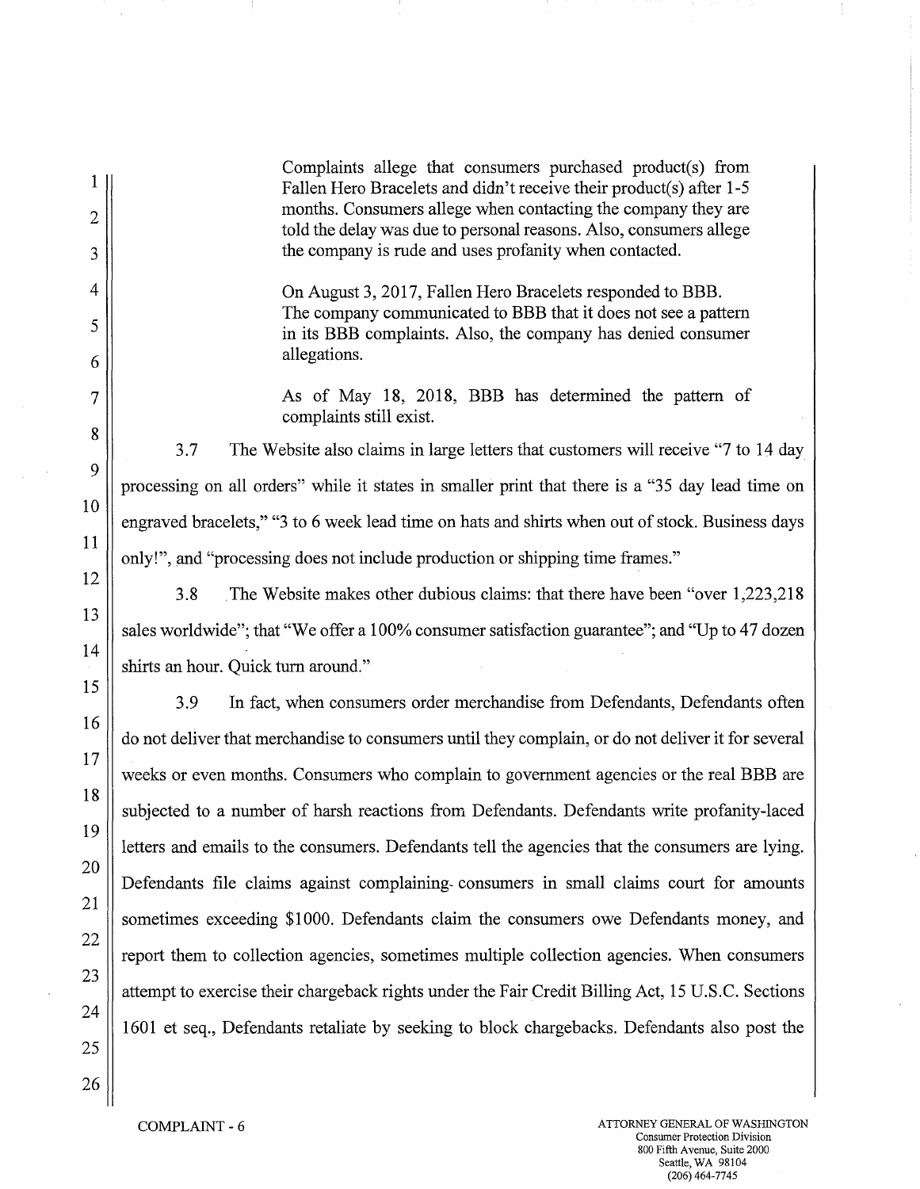> Complaints allege that consumers purchased product(s) from Fallen Hero Bracelets and didn't receive their product(s) after 1-5 months. Consumers allege when contacting the company they are told the delay was due to personal reasons. Also, consumers allege the company is rude and uses profanity when contacted.
>
> On August 3, 2017, Fallen Hero Bracelets responded to BBB. The company communicated to BBB that it does not see a pattern in its BBB complaints. Also, the company has denied consumer allegations.
>
> As of May 18, 2018, BBB has determined the pattern of complaints still exist.

3.7 The Website also claims in large letters that customers will receive "7 to 14 day processing on all orders" while it states in smaller print that there is a "35 day lead time on engraved bracelets," "3 to 6 week lead time on hats and shirts when out of stock. Business days only!", and "processing does not include production or shipping time frames."

3.8 The Website makes other dubious claims: that there have been "over 1,223,218 sales worldwide"; that "We offer a 100% consumer satisfaction guarantee"; and "Up to 47 dozen shirts an hour. Quick turn around."

3.9 In fact, when consumers order merchandise from Defendants, Defendants often do not deliver that merchandise to consumers until they complain, or do not deliver it for several weeks or even months. Consumers who complain to government agencies or the real BBB are subjected to a number of harsh reactions from Defendants. Defendants write profanity-laced letters and emails to the consumers. Defendants tell the agencies that the consumers are lying. Defendants file claims against complaining consumers in small claims court for amounts sometimes exceeding $1000. Defendants claim the consumers owe Defendants money, and report them to collection agencies, sometimes multiple collection agencies. When consumers attempt to exercise their chargeback rights under the Fair Credit Billing Act, 15 U.S.C. Sections 1601 et seq., Defendants retaliate by seeking to block chargebacks. Defendants also post the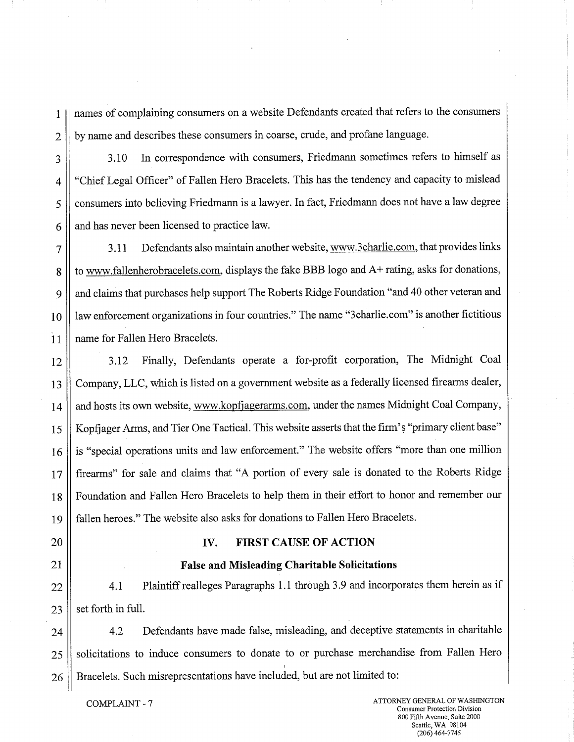names of complaining consumers on a website Defendants created that refers to the consumers by name and describes these consumers in coarse, crude, and profane language.

3.10 In correspondence with consumers, Friedmann sometimes refers to himself as "Chief Legal Officer" of Fallen Hero Bracelets. This has the tendency and capacity to mislead consumers into believing Friedmann is a lawyer. In fact, Friedmann does not have a law degree and has never been licensed to practice law.

3.11 Defendants also maintain another website, www.3charlie.com, that provides links to www.fallenherobracelets.com, displays the fake BBB logo and A+ rating, asks for donations, and claims that purchases help support The Roberts Ridge Foundation "and 40 other veteran and law enforcement organizations in four countries." The name "3charlie.com" is another fictitious name for Fallen Hero Bracelets.

3.12 Finally, Defendants operate a for-profit corporation, The Midnight Coal Company, LLC, which is listed on a government website as a federally licensed firearms dealer, and hosts its own website, www.kopfjagerarms.com, under the names Midnight Coal Company, Kopfjager Arms, and Tier One Tactical. This website asserts that the firm's "primary client base" is "special operations units and law enforcement." The website offers "more than one million firearms" for sale and claims that "A portion of every sale is donated to the Roberts Ridge Foundation and Fallen Hero Bracelets to help them in their effort to honor and remember our fallen heroes." The website also asks for donations to Fallen Hero Bracelets.

## IV. FIRST CAUSE OF ACTION

### False and Misleading Charitable Solicitations

4.1 Plaintiff realleges Paragraphs 1.1 through 3.9 and incorporates them herein as if set forth in full.

4.2 Defendants have made false, misleading, and deceptive statements in charitable solicitations to induce consumers to donate to or purchase merchandise from Fallen Hero Bracelets. Such misrepresentations have included, but are not limited to: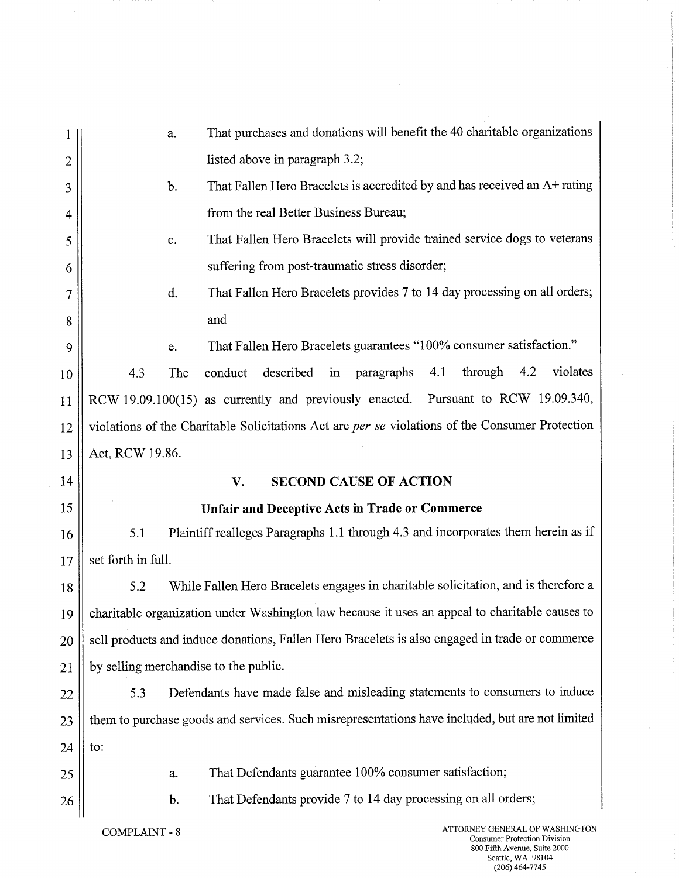a. That purchases and donations will benefit the 40 charitable organizations listed above in paragraph 3.2;

b. That Fallen Hero Bracelets is accredited by and has received an A+ rating from the real Better Business Bureau;

c. That Fallen Hero Bracelets will provide trained service dogs to veterans suffering from post-traumatic stress disorder;

d. That Fallen Hero Bracelets provides 7 to 14 day processing on all orders; and

e. That Fallen Hero Bracelets guarantees "100% consumer satisfaction."

4.3 The conduct described in paragraphs 4.1 through 4.2 violates RCW 19.09.100(15) as currently and previously enacted. Pursuant to RCW 19.09.340, violations of the Charitable Solicitations Act are *per se* violations of the Consumer Protection Act, RCW 19.86.

## V. SECOND CAUSE OF ACTION

### Unfair and Deceptive Acts in Trade or Commerce

5.1 Plaintiff realleges Paragraphs 1.1 through 4.3 and incorporates them herein as if set forth in full.

5.2 While Fallen Hero Bracelets engages in charitable solicitation, and is therefore a charitable organization under Washington law because it uses an appeal to charitable causes to sell products and induce donations, Fallen Hero Bracelets is also engaged in trade or commerce by selling merchandise to the public.

5.3 Defendants have made false and misleading statements to consumers to induce them to purchase goods and services. Such misrepresentations have included, but are not limited to:

a. That Defendants guarantee 100% consumer satisfaction;

b. That Defendants provide 7 to 14 day processing on all orders;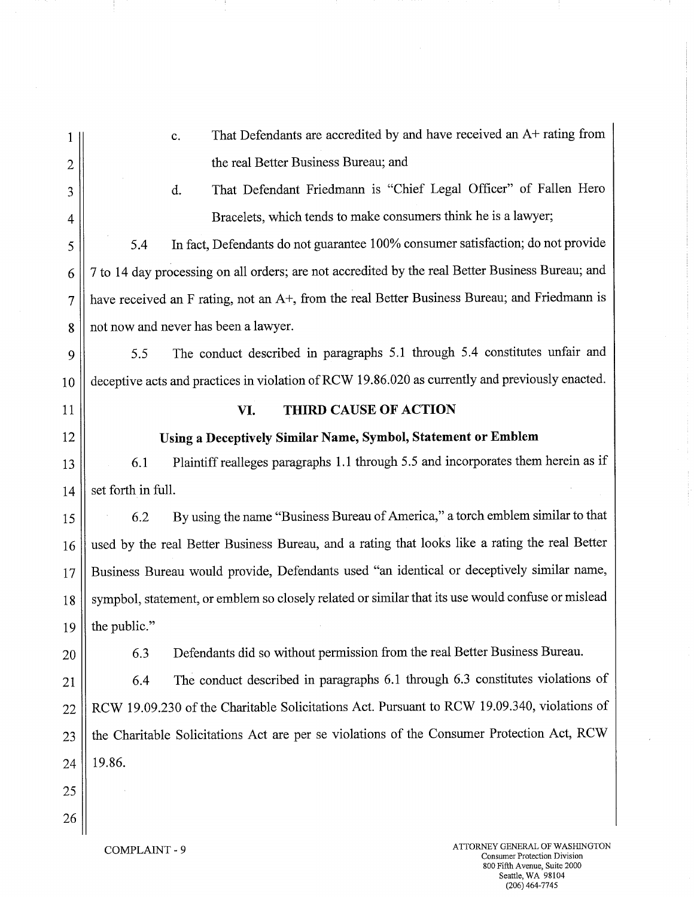c. That Defendants are accredited by and have received an A+ rating from the real Better Business Bureau; and

d. That Defendant Friedmann is "Chief Legal Officer" of Fallen Hero Bracelets, which tends to make consumers think he is a lawyer;

5.4 In fact, Defendants do not guarantee 100% consumer satisfaction; do not provide 7 to 14 day processing on all orders; are not accredited by the real Better Business Bureau; and have received an F rating, not an A+, from the real Better Business Bureau; and Friedmann is not now and never has been a lawyer.

5.5 The conduct described in paragraphs 5.1 through 5.4 constitutes unfair and deceptive acts and practices in violation of RCW 19.86.020 as currently and previously enacted.

## VI. THIRD CAUSE OF ACTION

### Using a Deceptively Similar Name, Symbol, Statement or Emblem

6.1 Plaintiff realleges paragraphs 1.1 through 5.5 and incorporates them herein as if set forth in full.

6.2 By using the name "Business Bureau of America," a torch emblem similar to that used by the real Better Business Bureau, and a rating that looks like a rating the real Better Business Bureau would provide, Defendants used "an identical or deceptively similar name, sympbol, statement, or emblem so closely related or similar that its use would confuse or mislead the public."

6.3 Defendants did so without permission from the real Better Business Bureau.

6.4 The conduct described in paragraphs 6.1 through 6.3 constitutes violations of RCW 19.09.230 of the Charitable Solicitations Act. Pursuant to RCW 19.09.340, violations of the Charitable Solicitations Act are per se violations of the Consumer Protection Act, RCW 19.86.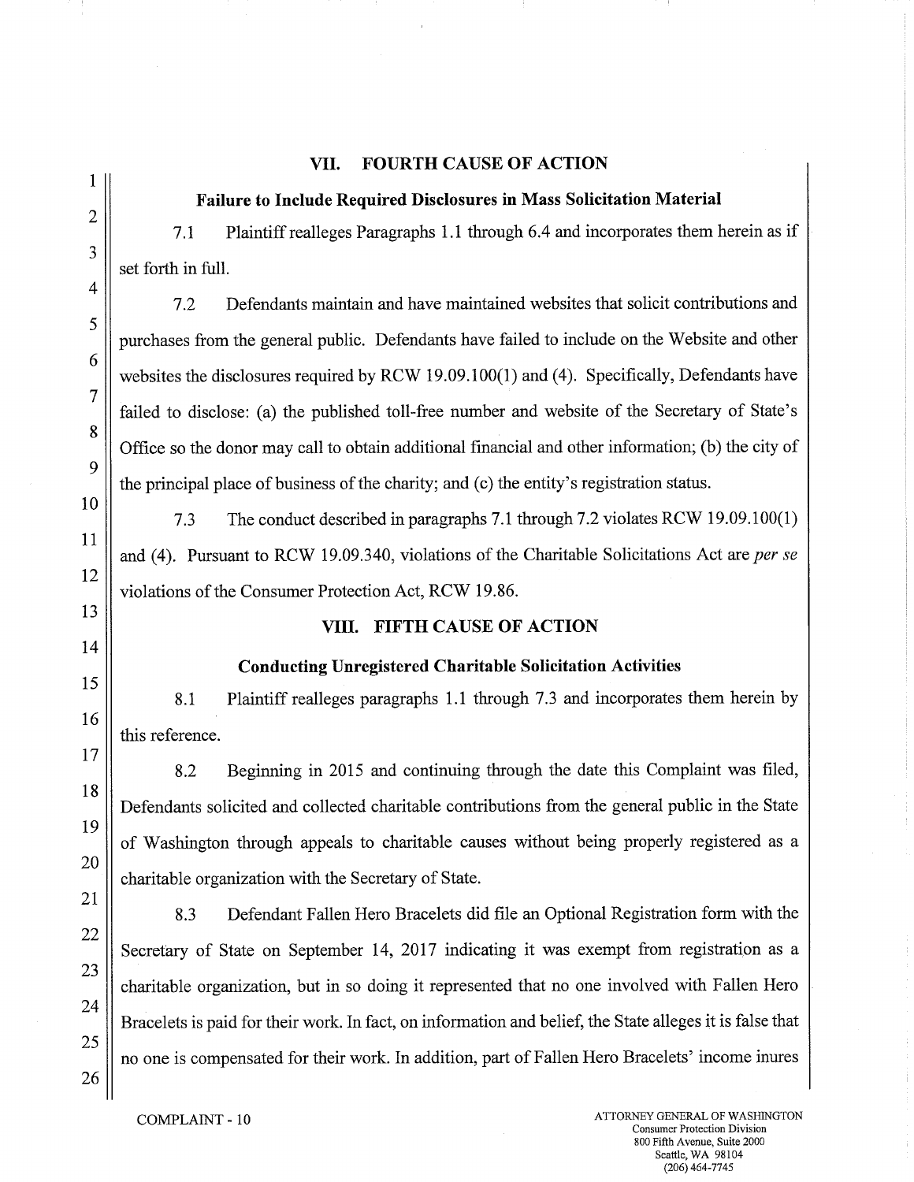## VII. FOURTH CAUSE OF ACTION

### Failure to Include Required Disclosures in Mass Solicitation Material

7.1 Plaintiff realleges Paragraphs 1.1 through 6.4 and incorporates them herein as if set forth in full.

7.2 Defendants maintain and have maintained websites that solicit contributions and purchases from the general public. Defendants have failed to include on the Website and other websites the disclosures required by RCW 19.09.100(1) and (4). Specifically, Defendants have failed to disclose: (a) the published toll-free number and website of the Secretary of State's Office so the donor may call to obtain additional financial and other information; (b) the city of the principal place of business of the charity; and (c) the entity's registration status.

7.3 The conduct described in paragraphs 7.1 through 7.2 violates RCW 19.09.100(1) and (4). Pursuant to RCW 19.09.340, violations of the Charitable Solicitations Act are *per se* violations of the Consumer Protection Act, RCW 19.86.

## VIII. FIFTH CAUSE OF ACTION

### Conducting Unregistered Charitable Solicitation Activities

8.1 Plaintiff realleges paragraphs 1.1 through 7.3 and incorporates them herein by this reference.

8.2 Beginning in 2015 and continuing through the date this Complaint was filed, Defendants solicited and collected charitable contributions from the general public in the State of Washington through appeals to charitable causes without being properly registered as a charitable organization with the Secretary of State.

8.3 Defendant Fallen Hero Bracelets did file an Optional Registration form with the Secretary of State on September 14, 2017 indicating it was exempt from registration as a charitable organization, but in so doing it represented that no one involved with Fallen Hero Bracelets is paid for their work. In fact, on information and belief, the State alleges it is false that no one is compensated for their work. In addition, part of Fallen Hero Bracelets' income inures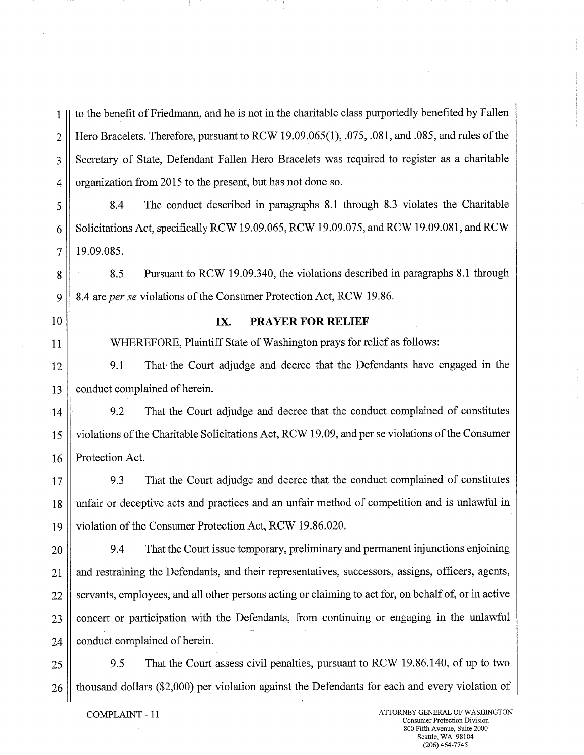to the benefit of Friedmann, and he is not in the charitable class purportedly benefited by Fallen Hero Bracelets. Therefore, pursuant to RCW 19.09.065(1), .075, .081, and .085, and rules of the Secretary of State, Defendant Fallen Hero Bracelets was required to register as a charitable organization from 2015 to the present, but has not done so.

8.4 The conduct described in paragraphs 8.1 through 8.3 violates the Charitable Solicitations Act, specifically RCW 19.09.065, RCW 19.09.075, and RCW 19.09.081, and RCW 19.09.085.

8.5 Pursuant to RCW 19.09.340, the violations described in paragraphs 8.1 through 8.4 are *per se* violations of the Consumer Protection Act, RCW 19.86.

## IX. PRAYER FOR RELIEF

WHEREFORE, Plaintiff State of Washington prays for relief as follows:

9.1 That the Court adjudge and decree that the Defendants have engaged in the conduct complained of herein.

9.2 That the Court adjudge and decree that the conduct complained of constitutes violations of the Charitable Solicitations Act, RCW 19.09, and per se violations of the Consumer Protection Act.

9.3 That the Court adjudge and decree that the conduct complained of constitutes unfair or deceptive acts and practices and an unfair method of competition and is unlawful in violation of the Consumer Protection Act, RCW 19.86.020.

9.4 That the Court issue temporary, preliminary and permanent injunctions enjoining and restraining the Defendants, and their representatives, successors, assigns, officers, agents, servants, employees, and all other persons acting or claiming to act for, on behalf of, or in active concert or participation with the Defendants, from continuing or engaging in the unlawful conduct complained of herein.

9.5 That the Court assess civil penalties, pursuant to RCW 19.86.140, of up to two thousand dollars ($2,000) per violation against the Defendants for each and every violation of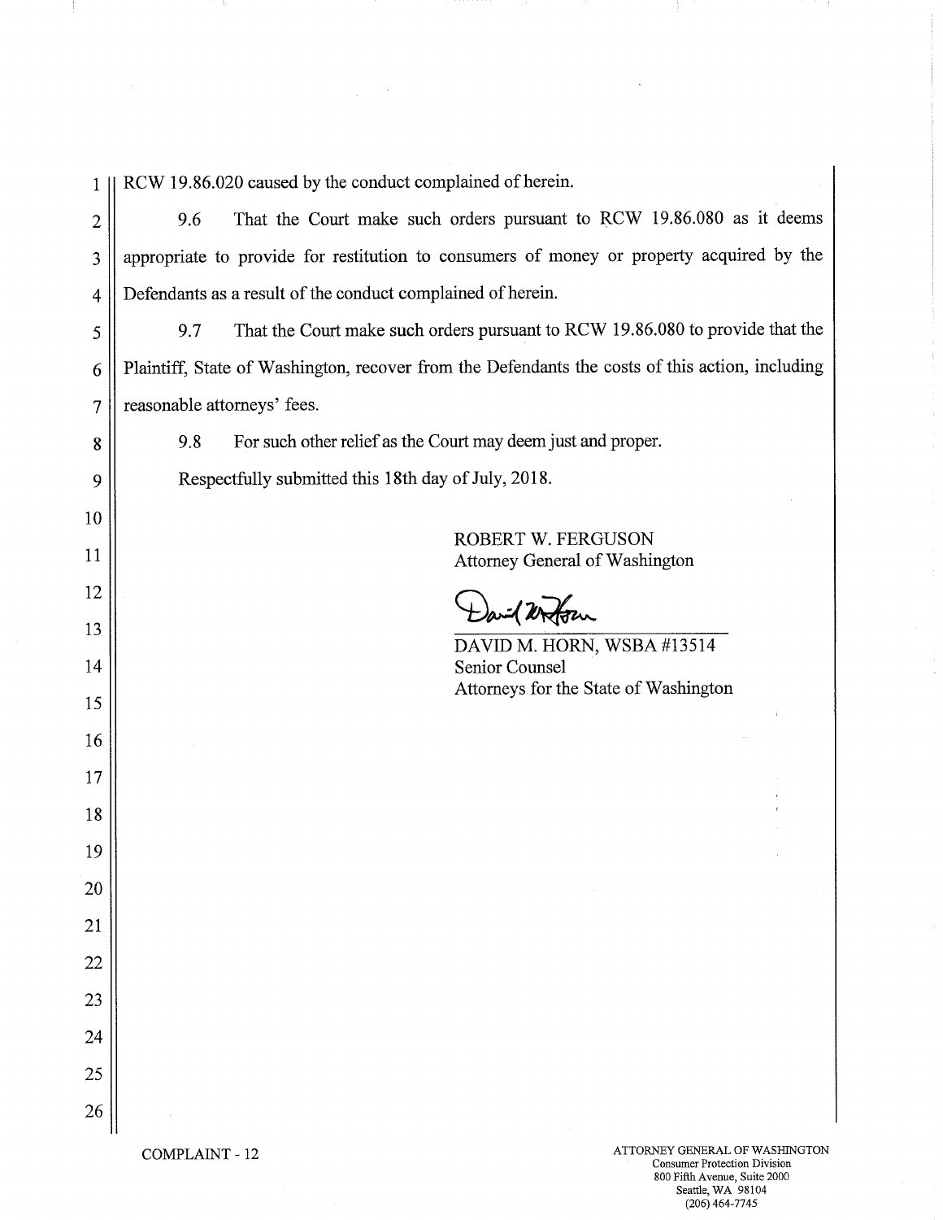RCW 19.86.020 caused by the conduct complained of herein.

9.6 That the Court make such orders pursuant to RCW 19.86.080 as it deems appropriate to provide for restitution to consumers of money or property acquired by the Defendants as a result of the conduct complained of herein.

9.7 That the Court make such orders pursuant to RCW 19.86.080 to provide that the Plaintiff, State of Washington, recover from the Defendants the costs of this action, including reasonable attorneys' fees.

9.8 For such other relief as the Court may deem just and proper.

Respectfully submitted this 18th day of July, 2018.

ROBERT W. FERGUSON
Attorney General of Washington

DAVID M. HORN, WSBA #13514
Senior Counsel
Attorneys for the State of Washington

COMPLAINT - 12

ATTORNEY GENERAL OF WASHINGTON
Consumer Protection Division
800 Fifth Avenue, Suite 2000
Seattle, WA 98104
(206) 464-7745